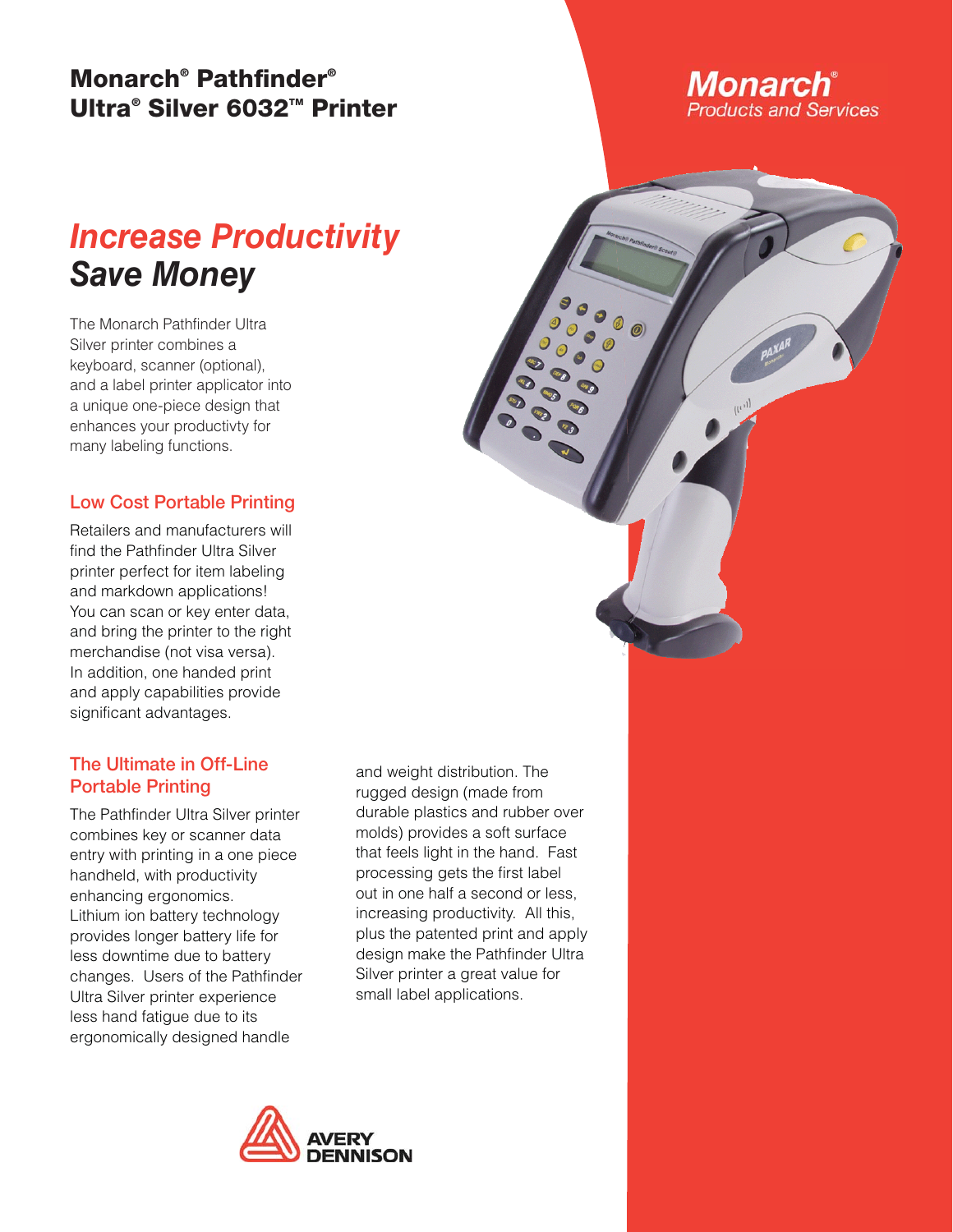# Monarch® Pathfinder® Ultra® Silver 6032™ Printer

**Monarch®**
*Products and Services*

## *Increase Productivity*
## *Save Money*

The Monarch Pathfinder Ultra Silver printer combines a keyboard, scanner (optional), and a label printer applicator into a unique one-piece design that enhances your productivty for many labeling functions.

### Low Cost Portable Printing

Retailers and manufacturers will find the Pathfinder Ultra Silver printer perfect for item labeling and markdown applications! You can scan or key enter data, and bring the printer to the right merchandise (not visa versa). In addition, one handed print and apply capabilities provide significant advantages.

### The Ultimate in Off-Line Portable Printing

The Pathfinder Ultra Silver printer combines key or scanner data entry with printing in a one piece handheld, with productivity enhancing ergonomics. Lithium ion battery technology provides longer battery life for less downtime due to battery changes. Users of the Pathfinder Ultra Silver printer experience less hand fatigue due to its ergonomically designed handle and weight distribution. The rugged design (made from durable plastics and rubber over molds) provides a soft surface that feels light in the hand. Fast processing gets the first label out in one half a second or less, increasing productivity. All this, plus the patented print and apply design make the Pathfinder Ultra Silver printer a great value for small label applications.

AVERY DENNISON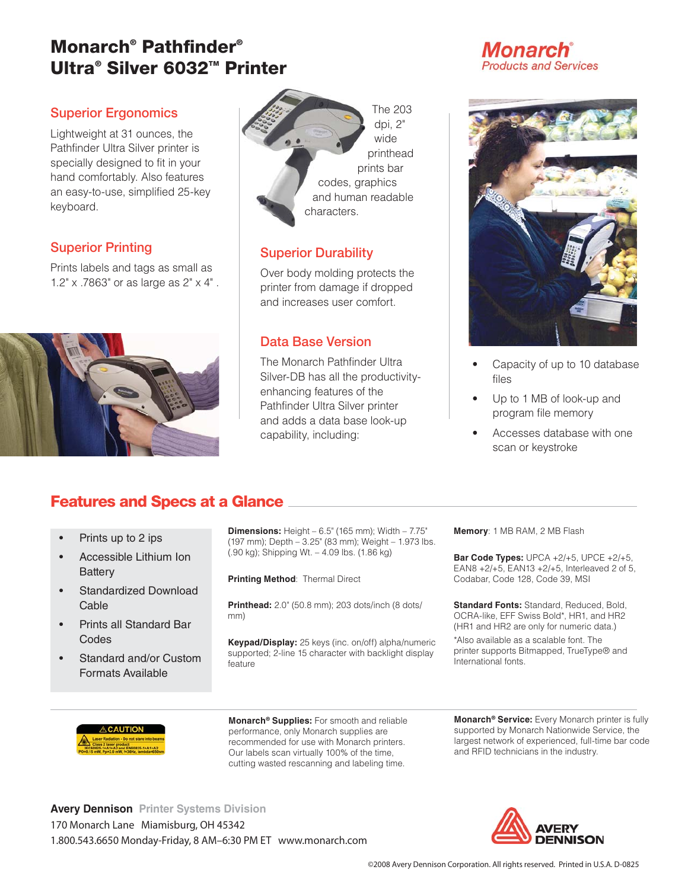# Monarch® Pathfinder® Ultra® Silver 6032™ Printer

Monarch® Products and Services

## Superior Ergonomics

Lightweight at 31 ounces, the Pathfinder Ultra Silver printer is specially designed to fit in your hand comfortably. Also features an easy-to-use, simplified 25-key keyboard.

## Superior Printing

Prints labels and tags as small as 1.2" x .7863" or as large as 2" x 4" .

The 203 dpi, 2" wide printhead prints bar codes, graphics and human readable characters.

## Superior Durability

Over body molding protects the printer from damage if dropped and increases user comfort.

## Data Base Version

The Monarch Pathfinder Ultra Silver-DB has all the productivity-enhancing features of the Pathfinder Ultra Silver printer and adds a data base look-up capability, including:

- Capacity of up to 10 database files
- Up to 1 MB of look-up and program file memory
- Accesses database with one scan or keystroke

## Features and Specs at a Glance

- Prints up to 2 ips
- Accessible Lithium Ion Battery
- Standardized Download Cable
- Prints all Standard Bar Codes
- Standard and/or Custom Formats Available

**Dimensions:** Height – 6.5" (165 mm); Width – 7.75" (197 mm); Depth – 3.25" (83 mm); Weight – 1.973 lbs. (.90 kg); Shipping Wt. – 4.09 lbs. (1.86 kg)

**Printing Method**: Thermal Direct

**Printhead:** 2.0" (50.8 mm); 203 dots/inch (8 dots/mm)

**Keypad/Display:** 25 keys (inc. on/off) alpha/numeric supported; 2-line 15 character with backlight display feature

**Memory**: 1 MB RAM, 2 MB Flash

**Bar Code Types:** UPCA +2/+5, UPCE +2/+5, EAN8 +2/+5, EAN13 +2/+5, Interleaved 2 of 5, Codabar, Code 128, Code 39, MSI

**Standard Fonts:** Standard, Reduced, Bold, OCRA-like, EFF Swiss Bold*, HR1, and HR2 (HR1 and HR2 are only for numeric data.)

*Also available as a scalable font. The printer supports Bitmapped, TrueType® and International fonts.

⚠CAUTION
Laser Radiation - Do not stare into beams
Class 2 laser product
IEC60825-1+A1+A2 and EN60825-1+A1+A2
P0=0.15 mW, Pp=2.0 mW, f=38Hz, lambda=650nm

**Monarch® Supplies:** For smooth and reliable performance, only Monarch supplies are recommended for use with Monarch printers. Our labels scan virtually 100% of the time, cutting wasted rescanning and labeling time.

**Monarch® Service:** Every Monarch printer is fully supported by Monarch Nationwide Service, the largest network of experienced, full-time bar code and RFID technicians in the industry.

**Avery Dennison** Printer Systems Division
170 Monarch Lane Miamisburg, OH 45342
1.800.543.6650 Monday-Friday, 8 AM–6:30 PM ET www.monarch.com

AVERY DENNISON

©2008 Avery Dennison Corporation. All rights reserved. Printed in U.S.A. D-0825